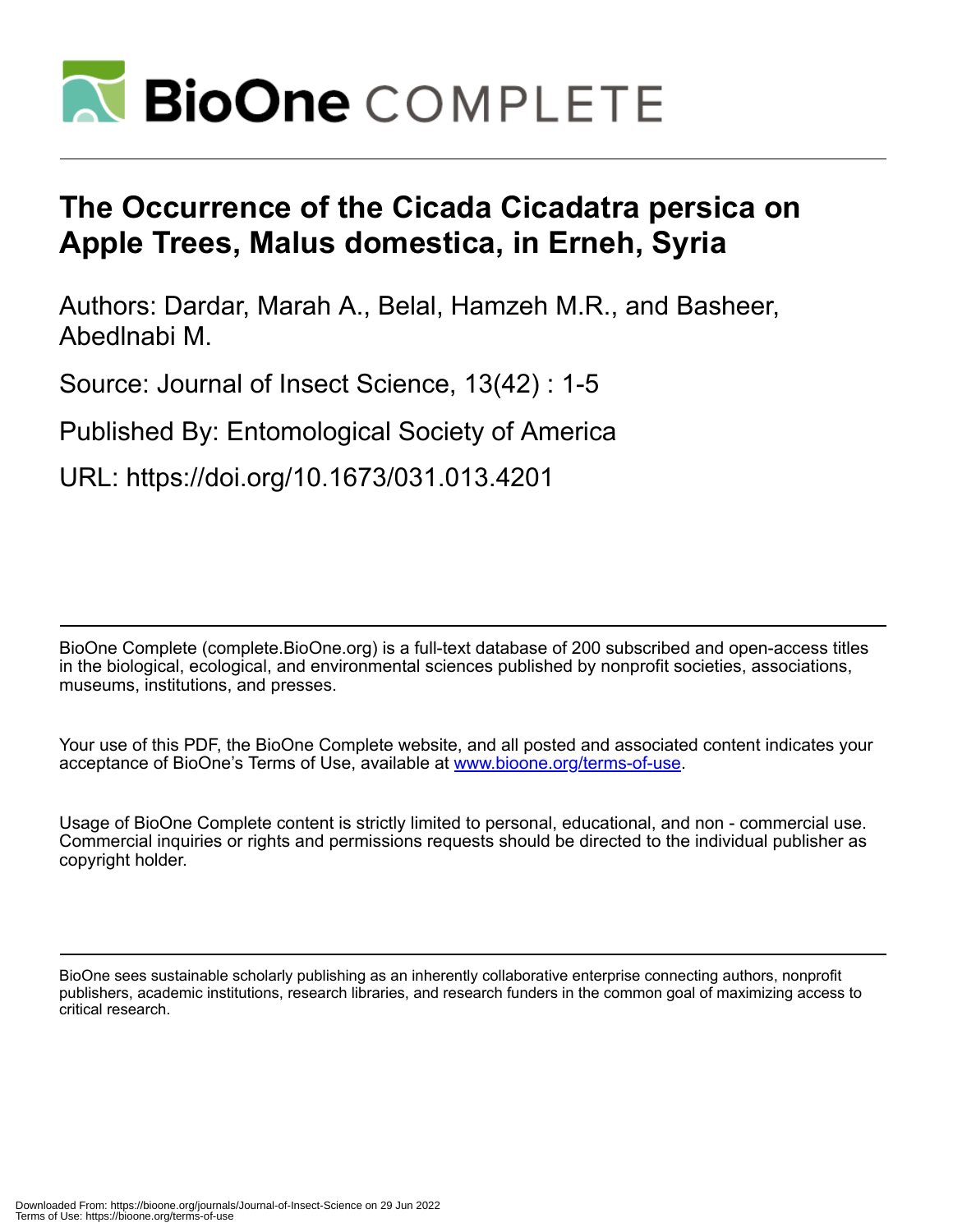# The Occurrence of the Cicada Cicadatra persica on Apple Trees, Malus domestica, in Erneh, Syria

Authors: Dardar, Marah A., Belal, Hamzeh M.R., and Basheer, Abedlnabi M.

Source: Journal of Insect Science, 13(42) : 1-5

Published By: Entomological Society of America

URL: https://doi.org/10.1673/031.013.4201

BioOne Complete (complete.BioOne.org) is a full-text database of 200 subscribed and open-access titles in the biological, ecological, and environmental sciences published by nonprofit societies, associations, museums, institutions, and presses.

Your use of this PDF, the BioOne Complete website, and all posted and associated content indicates your acceptance of BioOne's Terms of Use, available at www.bioone.org/terms-of-use.

Usage of BioOne Complete content is strictly limited to personal, educational, and non - commercial use. Commercial inquiries or rights and permissions requests should be directed to the individual publisher as copyright holder.

BioOne sees sustainable scholarly publishing as an inherently collaborative enterprise connecting authors, nonprofit publishers, academic institutions, research libraries, and research funders in the common goal of maximizing access to critical research.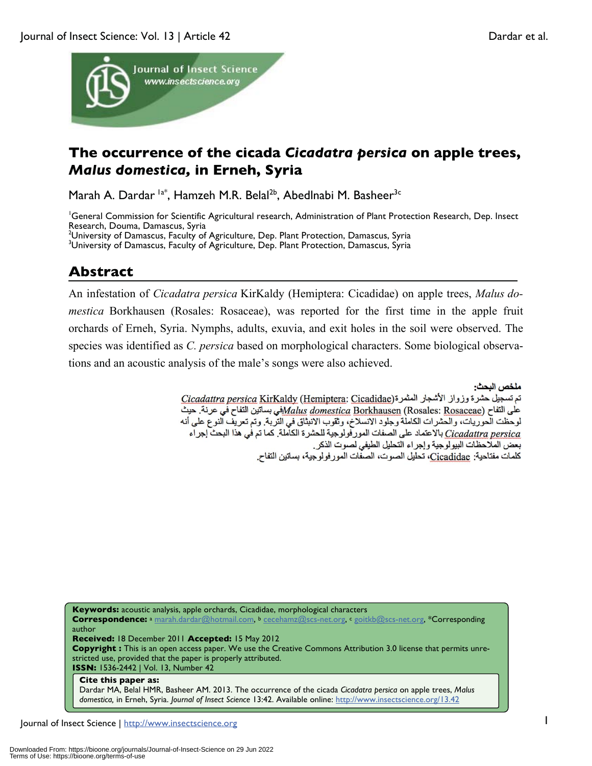# The occurrence of the cicada *Cicadatra persica* on apple trees, *Malus domestica*, in Erneh, Syria

Marah A. Dardar [1a*], Hamzeh M.R. Belal[2b], Abedlnabi M. Basheer[3c]

[1]General Commission for Scientific Agricultural research, Administration of Plant Protection Research, Dep. Insect Research, Douma, Damascus, Syria
[2]University of Damascus, Faculty of Agriculture, Dep. Plant Protection, Damascus, Syria
[3]University of Damascus, Faculty of Agriculture, Dep. Plant Protection, Damascus, Syria

## Abstract

An infestation of *Cicadatra persica* KirKaldy (Hemiptera: Cicadidae) on apple trees, *Malus domestica* Borkhausen (Rosales: Rosaceae), was reported for the first time in the apple fruit orchards of Erneh, Syria. Nymphs, adults, exuvia, and exit holes in the soil were observed. The species was identified as *C. persica* based on morphological characters. Some biological observations and an acoustic analysis of the male's songs were also achieved.

**ملخص البحث:**

تم تسجيل حشرة وزواز الأشجار المثمرة Cicadattra persica KirKaldy (Hemiptera: Cicadidae) على التفاح Malus domestica Borkhausen (Rosales: Rosaceae) في بساتين التفاح في عرنة. حيث لوحظت الحوريات، والحشرات الكاملة وجلود الانسلاخ، وثقوب الانبثاق في التربة. وتم تعريف النوع على أنه Cicadattra persica بالاعتماد على الصفات المورفولوجية للحشرة الكاملة. كما تم في هذا البحث إجراء بعض الملاحظات البيولوجية وإجراء التحليل الطيفي لصوت الذكر.

كلمات مفتاحية: Cicadidae، تحليل الصوت، الصفات المورفولوجية، بساتين التفاح.

**Keywords:** acoustic analysis, apple orchards, Cicadidae, morphological characters
**Correspondence:** [a] marah.dardar@hotmail.com, [b] cecehamz@scs-net.org, [c] goitkb@scs-net.org, *Corresponding author
**Received:** 18 December 2011 **Accepted:** 15 May 2012
**Copyright :** This is an open access paper. We use the Creative Commons Attribution 3.0 license that permits unrestricted use, provided that the paper is properly attributed.
**ISSN:** 1536-2442 | Vol. 13, Number 42

**Cite this paper as:**
Dardar MA, Belal HMR, Basheer AM. 2013. The occurrence of the cicada *Cicadatra persica* on apple trees, *Malus domestica,* in Erneh, Syria. *Journal of Insect Science* 13:42. Available online: http://www.insectscience.org/13.42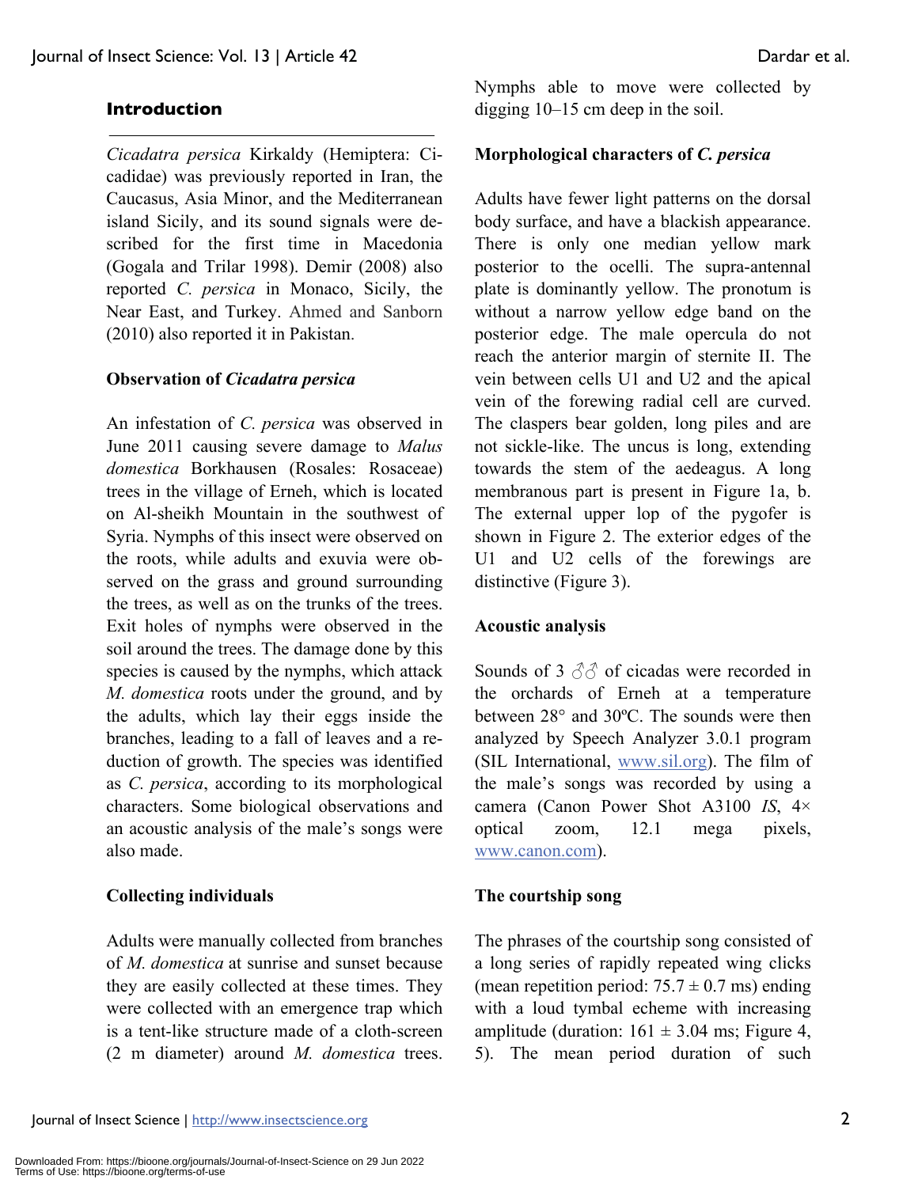## Introduction

*Cicadatra persica* Kirkaldy (Hemiptera: Cicadidae) was previously reported in Iran, the Caucasus, Asia Minor, and the Mediterranean island Sicily, and its sound signals were described for the first time in Macedonia (Gogala and Trilar 1998). Demir (2008) also reported *C. persica* in Monaco, Sicily, the Near East, and Turkey. Ahmed and Sanborn (2010) also reported it in Pakistan.

### Observation of *Cicadatra persica*

An infestation of *C. persica* was observed in June 2011 causing severe damage to *Malus domestica* Borkhausen (Rosales: Rosaceae) trees in the village of Erneh, which is located on Al-sheikh Mountain in the southwest of Syria. Nymphs of this insect were observed on the roots, while adults and exuvia were observed on the grass and ground surrounding the trees, as well as on the trunks of the trees. Exit holes of nymphs were observed in the soil around the trees. The damage done by this species is caused by the nymphs, which attack *M. domestica* roots under the ground, and by the adults, which lay their eggs inside the branches, leading to a fall of leaves and a reduction of growth. The species was identified as *C. persica*, according to its morphological characters. Some biological observations and an acoustic analysis of the male's songs were also made.

### Collecting individuals

Adults were manually collected from branches of *M. domestica* at sunrise and sunset because they are easily collected at these times. They were collected with an emergence trap which is a tent-like structure made of a cloth-screen (2 m diameter) around *M. domestica* trees. Nymphs able to move were collected by digging 10–15 cm deep in the soil.

### Morphological characters of *C. persica*

Adults have fewer light patterns on the dorsal body surface, and have a blackish appearance. There is only one median yellow mark posterior to the ocelli. The supra-antennal plate is dominantly yellow. The pronotum is without a narrow yellow edge band on the posterior edge. The male opercula do not reach the anterior margin of sternite II. The vein between cells U1 and U2 and the apical vein of the forewing radial cell are curved. The claspers bear golden, long piles and are not sickle-like. The uncus is long, extending towards the stem of the aedeagus. A long membranous part is present in Figure 1a, b. The external upper lop of the pygofer is shown in Figure 2. The exterior edges of the U1 and U2 cells of the forewings are distinctive (Figure 3).

### Acoustic analysis

Sounds of 3 ♂♂ of cicadas were recorded in the orchards of Erneh at a temperature between 28° and 30ºC. The sounds were then analyzed by Speech Analyzer 3.0.1 program (SIL International, www.sil.org). The film of the male's songs was recorded by using a camera (Canon Power Shot A3100 *IS*, 4× optical zoom, 12.1 mega pixels, www.canon.com).

### The courtship song

The phrases of the courtship song consisted of a long series of rapidly repeated wing clicks (mean repetition period: $75.7 \pm 0.7$ ms) ending with a loud tymbal echeme with increasing amplitude (duration: $161 \pm 3.04$ ms; Figure 4, 5). The mean period duration of such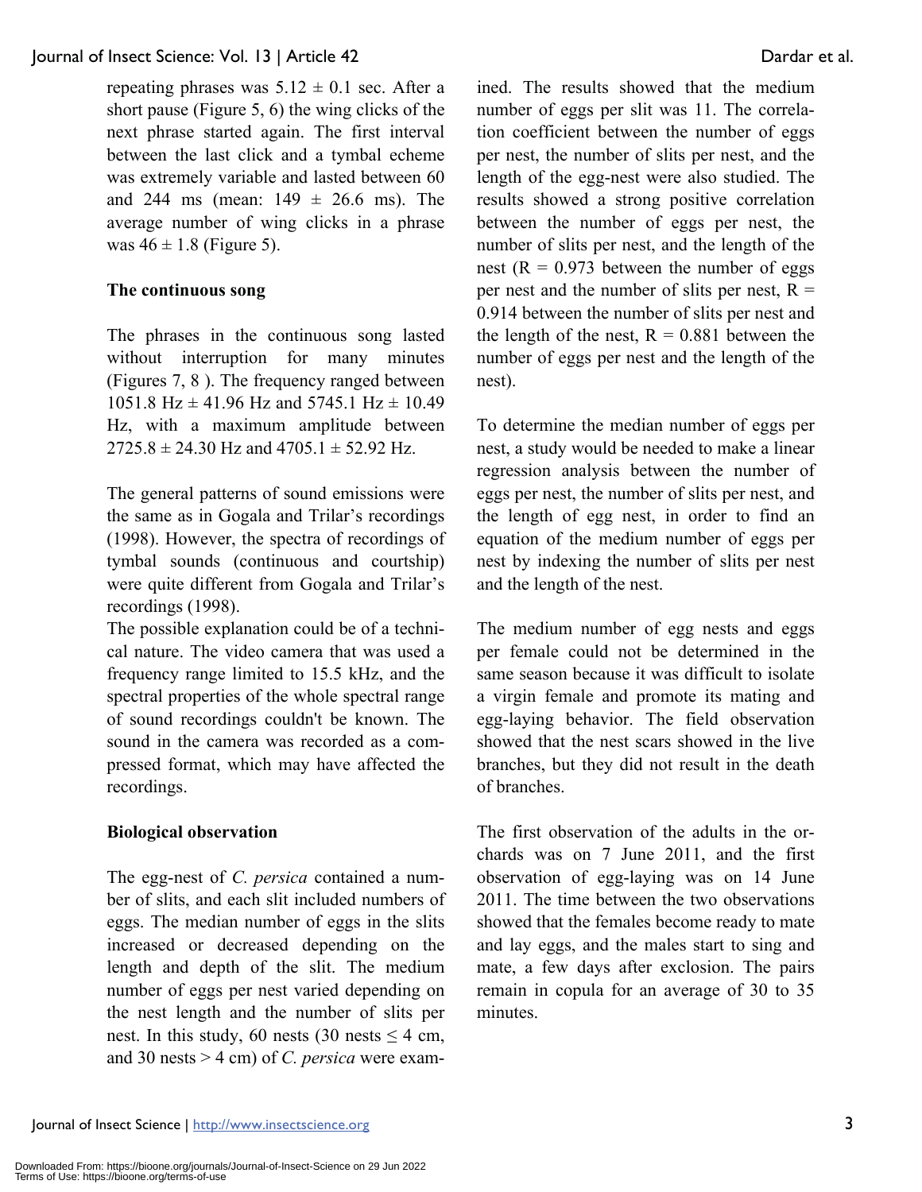repeating phrases was $5.12 \pm 0.1$ sec. After a short pause (Figure 5, 6) the wing clicks of the next phrase started again. The first interval between the last click and a tymbal echeme was extremely variable and lasted between 60 and 244 ms (mean: $149 \pm 26.6$ ms). The average number of wing clicks in a phrase was $46 \pm 1.8$ (Figure 5).

**The continuous song**

The phrases in the continuous song lasted without interruption for many minutes (Figures 7, 8 ). The frequency ranged between $1051.8$ Hz $\pm$ $41.96$ Hz and $5745.1$ Hz $\pm$ $10.49$ Hz, with a maximum amplitude between $2725.8 \pm 24.30$ Hz and $4705.1 \pm 52.92$ Hz.

The general patterns of sound emissions were the same as in Gogala and Trilar's recordings (1998). However, the spectra of recordings of tymbal sounds (continuous and courtship) were quite different from Gogala and Trilar's recordings (1998).

The possible explanation could be of a technical nature. The video camera that was used a frequency range limited to 15.5 kHz, and the spectral properties of the whole spectral range of sound recordings couldn't be known. The sound in the camera was recorded as a compressed format, which may have affected the recordings.

**Biological observation**

The egg-nest of *C. persica* contained a number of slits, and each slit included numbers of eggs. The median number of eggs in the slits increased or decreased depending on the length and depth of the slit. The medium number of eggs per nest varied depending on the nest length and the number of slits per nest. In this study, 60 nests (30 nests $\leq 4$ cm, and 30 nests $> 4$ cm) of *C. persica* were examined. The results showed that the medium number of eggs per slit was 11. The correlation coefficient between the number of eggs per nest, the number of slits per nest, and the length of the egg-nest were also studied. The results showed a strong positive correlation between the number of eggs per nest, the number of slits per nest, and the length of the nest ($R = 0.973$ between the number of eggs per nest and the number of slits per nest, $R = 0.914$ between the number of slits per nest and the length of the nest, $R = 0.881$ between the number of eggs per nest and the length of the nest).

To determine the median number of eggs per nest, a study would be needed to make a linear regression analysis between the number of eggs per nest, the number of slits per nest, and the length of egg nest, in order to find an equation of the medium number of eggs per nest by indexing the number of slits per nest and the length of the nest.

The medium number of egg nests and eggs per female could not be determined in the same season because it was difficult to isolate a virgin female and promote its mating and egg-laying behavior. The field observation showed that the nest scars showed in the live branches, but they did not result in the death of branches.

The first observation of the adults in the orchards was on 7 June 2011, and the first observation of egg-laying was on 14 June 2011. The time between the two observations showed that the females become ready to mate and lay eggs, and the males start to sing and mate, a few days after exclosion. The pairs remain in copula for an average of 30 to 35 minutes.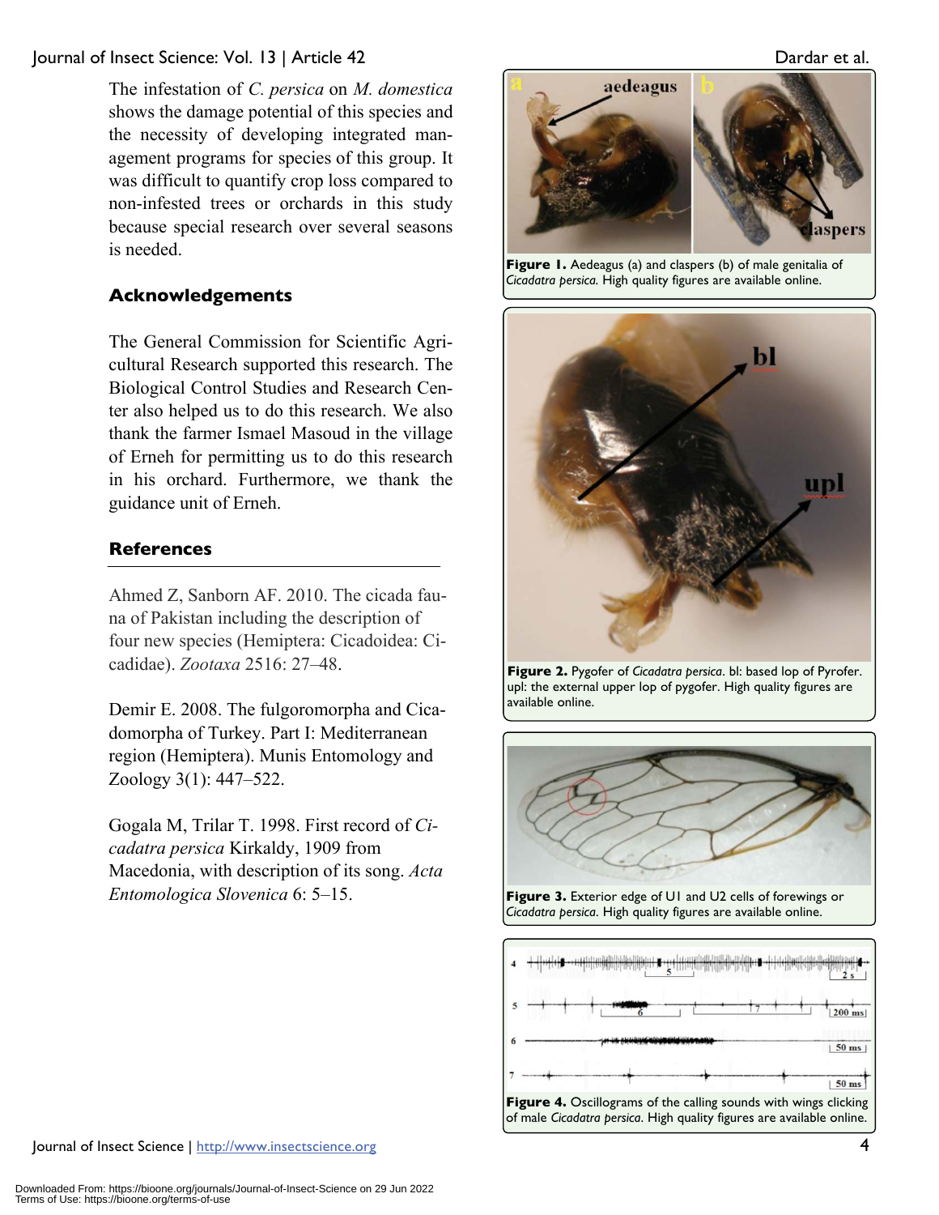The infestation of *C. persica* on *M. domestica* shows the damage potential of this species and the necessity of developing integrated management programs for species of this group. It was difficult to quantify crop loss compared to non-infested trees or orchards in this study because special research over several seasons is needed.

## Acknowledgements

The General Commission for Scientific Agricultural Research supported this research. The Biological Control Studies and Research Center also helped us to do this research. We also thank the farmer Ismael Masoud in the village of Erneh for permitting us to do this research in his orchard. Furthermore, we thank the guidance unit of Erneh.

## References

Ahmed Z, Sanborn AF. 2010. The cicada fauna of Pakistan including the description of four new species (Hemiptera: Cicadoidea: Cicadidae). *Zootaxa* 2516: 27–48.

Demir E. 2008. The fulgoromorpha and Cicadomorpha of Turkey. Part I: Mediterranean region (Hemiptera). Munis Entomology and Zoology 3(1): 447–522.

Gogala M, Trilar T. 1998. First record of *Cicadatra persica* Kirkaldy, 1909 from Macedonia, with description of its song. *Acta Entomologica Slovenica* 6: 5–15.

**Figure 1.** Aedeagus (a) and claspers (b) of male genitalia of *Cicadatra persica.* High quality figures are available online.

**Figure 2.** Pygofer of *Cicadatra persica*. bl: based lop of Pyrofer. upl: the external upper lop of pygofer. High quality figures are available online.

**Figure 3.** Exterior edge of U1 and U2 cells of forewings or *Cicadatra persica*. High quality figures are available online.

**Figure 4.** Oscillograms of the calling sounds with wings clicking of male *Cicadatra persica*. High quality figures are available online.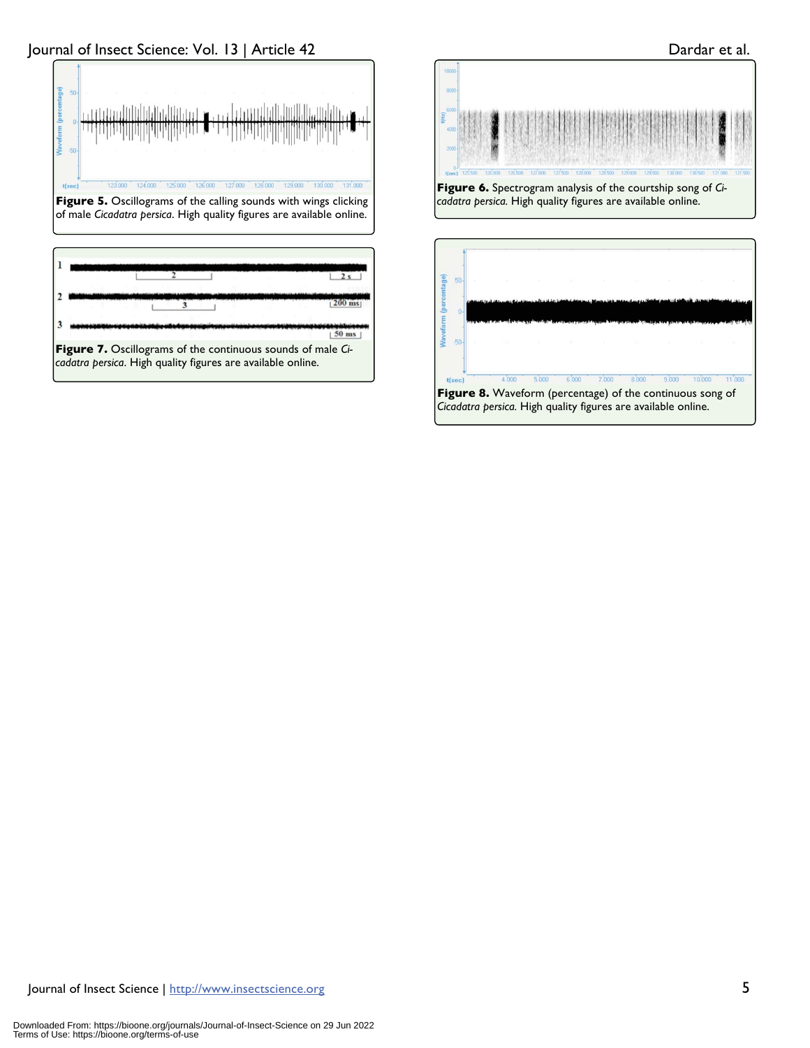Waveform (percentage)
50
0
-50
t[sec]
123.000 124.000 125.000 126.000 127.000 128.000 129.000 130.000 131.000

**Figure 5.** Oscillograms of the calling sounds with wings clicking of male *Cicadatra persica*. High quality figures are available online.

1
2
2 s
2
3
200 ms
3
50 ms

**Figure 7.** Oscillograms of the continuous sounds of male *Cicadatra persica*. High quality figures are available online.

10000
8000
6000
4000
2000
0
f(Hz)
t[sec] 125.500 126.000 126.500 127.000 127.500 128.000 128.500 129.000 129.500 130.000 130.500 131.000 131.500

**Figure 6.** Spectrogram analysis of the courtship song of *Cicadatra persica.* High quality figures are available online.

Waveform (percentage)
50
0
-50
t[sec]
4.000 5.000 6.000 7.000 8.000 9.000 10.000 11.000

**Figure 8.** Waveform (percentage) of the continuous song of *Cicadatra persica.* High quality figures are available online.